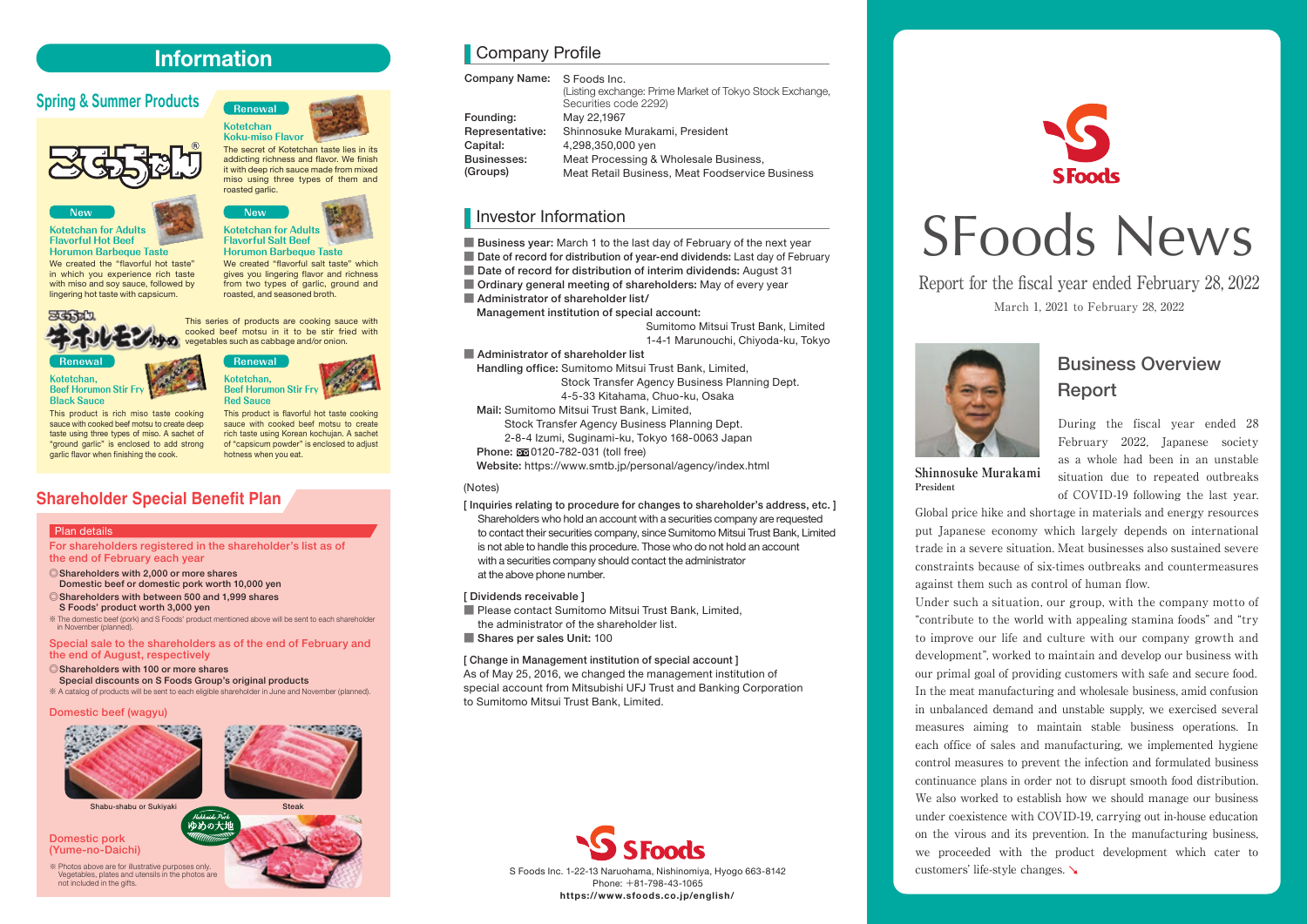# SFoods News

Report for the fiscal year ended February 28, 2022

March 1, 2021 to February 28, 2022

## Business Overview Report

Shinnosuke Murakami
President

During the fiscal year ended 28 February 2022, Japanese society as a whole had been in an unstable situation due to repeated outbreaks of COVID-19 following the last year. Global price hike and shortage in materials and energy resources put Japanese economy which largely depends on international trade in a severe situation. Meat businesses also sustained severe constraints because of six-times outbreaks and countermeasures against them such as control of human flow.

Under such a situation, our group, with the company motto of "contribute to the world with appealing stamina foods" and "try to improve our life and culture with our company growth and development", worked to maintain and develop our business with our primal goal of providing customers with safe and secure food.

In the meat manufacturing and wholesale business, amid confusion in unbalanced demand and unstable supply, we exercised several measures aiming to maintain stable business operations. In each office of sales and manufacturing, we implemented hygiene control measures to prevent the infection and formulated business continuance plans in order not to disrupt smooth food distribution. We also worked to establish how we should manage our business under coexistence with COVID-19, carrying out in-house education on the virous and its prevention. In the manufacturing business, we proceeded with the product development which cater to customers' life-style changes. ↘

# Information

## Spring & Summer Products

**Renewal**
**Kotetchan Koku-miso Flavor**
The secret of Kotetchan taste lies in its addicting richness and flavor. We finish it with deep rich sauce made from mixed miso using three types of them and roasted garlic.

**New**
**Kotetchan for Adults Flavorful Hot Beef Horumon Barbeque Taste**
We created the "flavorful hot taste" in which you experience rich taste with miso and soy sauce, followed by lingering hot taste with capsicum.

**New**
**Kotetchan for Adults Flavorful Salt Beef Horumon Barbeque Taste**
We created "flavorful salt taste" which gives you lingering flavor and richness from two types of garlic, ground and roasted, and seasoned broth.

This series of products are cooking sauce with cooked beef motsu in it to be stir fried with vegetables such as cabbage and/or onion.

**Renewal**
**Kotetchan, Beef Horumon Stir Fry Black Sauce**
This product is rich miso taste cooking sauce with cooked beef motsu to create deep taste using three types of miso. A sachet of "ground garlic" is enclosed to add strong garlic flavor when finishing the cook.

**Renewal**
**Kotetchan, Beef Horumon Stir Fry Red Sauce**
This product is flavorful hot taste cooking sauce with cooked beef motsu to create rich taste using Korean kochujan. A sachet of "capsicum powder" is enclosed to adjust hotness when you eat.

## Shareholder Special Benefit Plan

**Plan details**

**For shareholders registered in the shareholder's list as of the end of February each year**

◎Shareholders with 2,000 or more shares
Domestic beef or domestic pork worth 10,000 yen

◎Shareholders with between 500 and 1,999 shares
S Foods' product worth 3,000 yen

※ The domestic beef (pork) and S Foods' product mentioned above will be sent to each shareholder in November (planned).

**Special sale to the shareholders as of the end of February and the end of August, respectively**

◎Shareholders with 100 or more shares
Special discounts on S Foods Group's original products

※ A catalog of products will be sent to each eligible shareholder in June and November (planned).

**Domestic beef (wagyu)**

Shabu-shabu or Sukiyaki

Steak

**Domestic pork (Yume-no-Daichi)**

※ Photos above are for illustrative purposes only. Vegetables, plates and utensils in the photos are not included in the gifts.

## Company Profile

| | |
|---|---|
| Company Name: | S Foods Inc. (Listing exchange: Prime Market of Tokyo Stock Exchange, Securities code 2292) |
| Founding: | May 22,1967 |
| Representative: | Shinnosuke Murakami, President |
| Capital: | 4,298,350,000 yen |
| Businesses: (Groups) | Meat Processing & Wholesale Business, Meat Retail Business, Meat Foodservice Business |

## Investor Information

- **Business year:** March 1 to the last day of February of the next year
- **Date of record for distribution of year-end dividends:** Last day of February
- **Date of record for distribution of interim dividends:** August 31
- **Ordinary general meeting of shareholders:** May of every year
- **Administrator of shareholder list/ Management institution of special account:**
  Sumitomo Mitsui Trust Bank, Limited
  1-4-1 Marunouchi, Chiyoda-ku, Tokyo
- **Administrator of shareholder list**
  **Handling office:** Sumitomo Mitsui Trust Bank, Limited, Stock Transfer Agency Business Planning Dept. 4-5-33 Kitahama, Chuo-ku, Osaka
  **Mail:** Sumitomo Mitsui Trust Bank, Limited, Stock Transfer Agency Business Planning Dept. 2-8-4 Izumi, Suginami-ku, Tokyo 168-0063 Japan
  **Phone:** 0120-782-031 (toll free)
  **Website:** https://www.smtb.jp/personal/agency/index.html

(Notes)

[ Inquiries relating to procedure for changes to shareholder's address, etc. ]
Shareholders who hold an account with a securities company are requested to contact their securities company, since Sumitomo Mitsui Trust Bank, Limited is not able to handle this procedure. Those who do not hold an account with a securities company should contact the administrator at the above phone number.

[ Dividends receivable ]
- Please contact Sumitomo Mitsui Trust Bank, Limited, the administrator of the shareholder list.
- **Shares per sales Unit:** 100

[ Change in Management institution of special account ]
As of May 25, 2016, we changed the management institution of special account from Mitsubishi UFJ Trust and Banking Corporation to Sumitomo Mitsui Trust Bank, Limited.

S Foods Inc. 1-22-13 Naruohama, Nishinomiya, Hyogo 663-8142
Phone: +81-798-43-1065
**https://www.sfoods.co.jp/english/**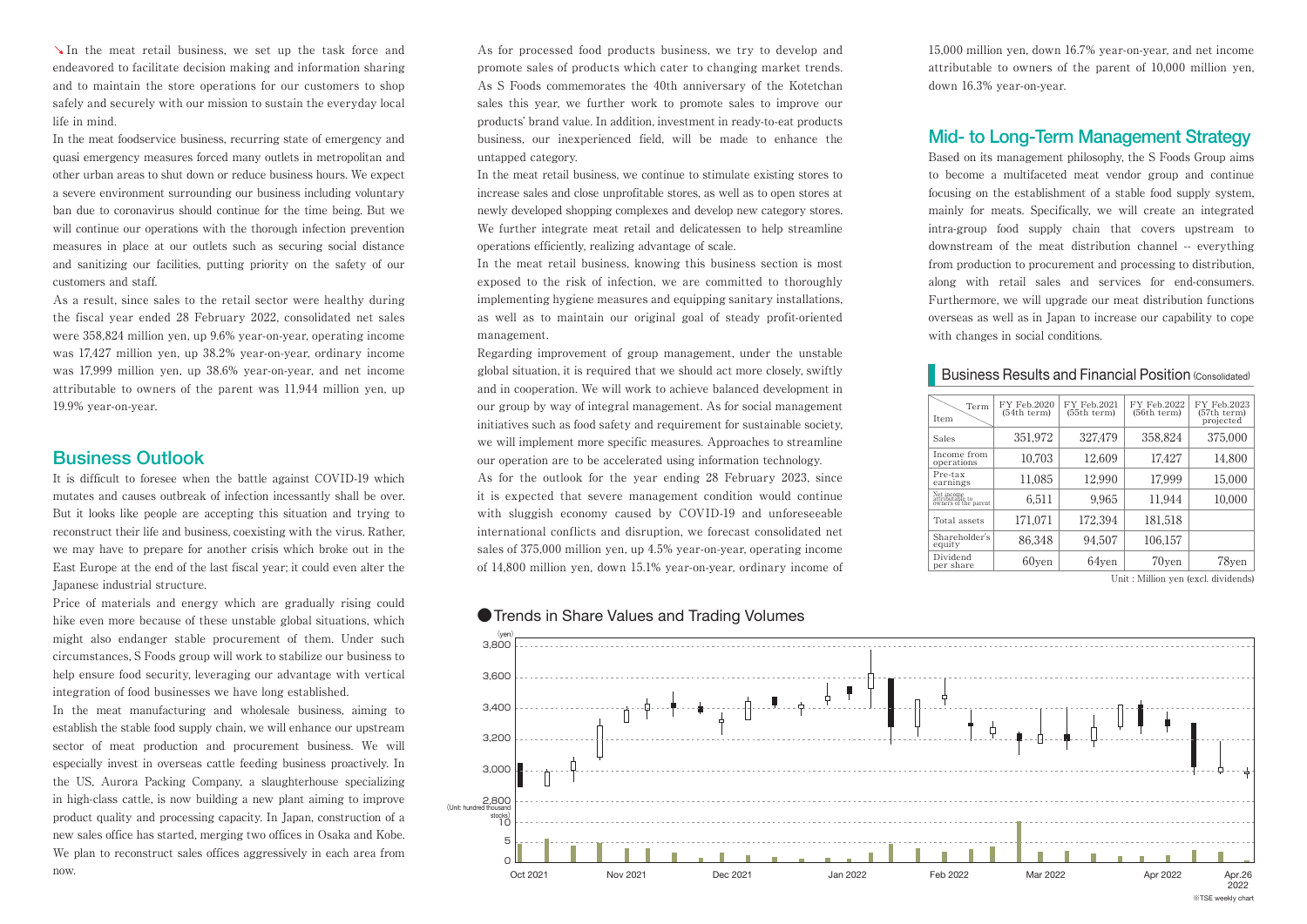↘In the meat retail business, we set up the task force and endeavored to facilitate decision making and information sharing and to maintain the store operations for our customers to shop safely and securely with our mission to sustain the everyday local life in mind.

In the meat foodservice business, recurring state of emergency and quasi emergency measures forced many outlets in metropolitan and other urban areas to shut down or reduce business hours. We expect a severe environment surrounding our business including voluntary ban due to coronavirus should continue for the time being. But we will continue our operations with the thorough infection prevention measures in place at our outlets such as securing social distance and sanitizing our facilities, putting priority on the safety of our customers and staff.

As a result, since sales to the retail sector were healthy during the fiscal year ended 28 February 2022, consolidated net sales were 358,824 million yen, up 9.6% year-on-year, operating income was 17,427 million yen, up 38.2% year-on-year, ordinary income was 17,999 million yen, up 38.6% year-on-year, and net income attributable to owners of the parent was 11,944 million yen, up 19.9% year-on-year.

## Business Outlook

It is difficult to foresee when the battle against COVID-19 which mutates and causes outbreak of infection incessantly shall be over. But it looks like people are accepting this situation and trying to reconstruct their life and business, coexisting with the virus. Rather, we may have to prepare for another crisis which broke out in the East Europe at the end of the last fiscal year; it could even alter the Japanese industrial structure.

Price of materials and energy which are gradually rising could hike even more because of these unstable global situations, which might also endanger stable procurement of them. Under such circumstances, S Foods group will work to stabilize our business to help ensure food security, leveraging our advantage with vertical integration of food businesses we have long established.

In the meat manufacturing and wholesale business, aiming to establish the stable food supply chain, we will enhance our upstream sector of meat production and procurement business. We will especially invest in overseas cattle feeding business proactively. In the US, Aurora Packing Company, a slaughterhouse specializing in high-class cattle, is now building a new plant aiming to improve product quality and processing capacity. In Japan, construction of a new sales office has started, merging two offices in Osaka and Kobe. We plan to reconstruct sales offices aggressively in each area from now.

As for processed food products business, we try to develop and promote sales of products which cater to changing market trends. As S Foods commemorates the 40th anniversary of the Kotetchan sales this year, we further work to promote sales to improve our products' brand value. In addition, investment in ready-to-eat products business, our inexperienced field, will be made to enhance the untapped category.

In the meat retail business, we continue to stimulate existing stores to increase sales and close unprofitable stores, as well as to open stores at newly developed shopping complexes and develop new category stores. We further integrate meat retail and delicatessen to help streamline operations efficiently, realizing advantage of scale.

In the meat retail business, knowing this business section is most exposed to the risk of infection, we are committed to thoroughly implementing hygiene measures and equipping sanitary installations, as well as to maintain our original goal of steady profit-oriented management.

Regarding improvement of group management, under the unstable global situation, it is required that we should act more closely, swiftly and in cooperation. We will work to achieve balanced development in our group by way of integral management. As for social management initiatives such as food safety and requirement for sustainable society, we will implement more specific measures. Approaches to streamline our operation are to be accelerated using information technology.

As for the outlook for the year ending 28 February 2023, since it is expected that severe management condition would continue with sluggish economy caused by COVID-19 and unforeseeable international conflicts and disruption, we forecast consolidated net sales of 375,000 million yen, up 4.5% year-on-year, operating income of 14,800 million yen, down 15.1% year-on-year, ordinary income of 15,000 million yen, down 16.7% year-on-year, and net income attributable to owners of the parent of 10,000 million yen, down 16.3% year-on-year.

## Mid- to Long-Term Management Strategy

Based on its management philosophy, the S Foods Group aims to become a multifaceted meat vendor group and continue focusing on the establishment of a stable food supply system, mainly for meats. Specifically, we will create an integrated intra-group food supply chain that covers upstream to downstream of the meat distribution channel -- everything from production to procurement and processing to distribution, along with retail sales and services for end-consumers. Furthermore, we will upgrade our meat distribution functions overseas as well as in Japan to increase our capability to cope with changes in social conditions.

### Business Results and Financial Position (Consolidated)

| Item \ Term | FY Feb.2020 (54th term) | FY Feb.2021 (55th term) | FY Feb.2022 (56th term) | FY Feb.2023 (57th term) projected |
|---|---|---|---|---|
| Sales | 351,972 | 327,479 | 358,824 | 375,000 |
| Income from operations | 10,703 | 12,609 | 17,427 | 14,800 |
| Pre-tax earnings | 11,085 | 12,990 | 17,999 | 15,000 |
| Net income attributable to owners of the parent | 6,511 | 9,965 | 11,944 | 10,000 |
| Total assets | 171,071 | 172,394 | 181,518 | |
| Shareholder's equity | 86,348 | 94,507 | 106,157 | |
| Dividend per share | 60yen | 64yen | 70yen | 78yen |

Unit : Million yen (excl. dividends)

### ●Trends in Share Values and Trading Volumes

(yen)
3,800
3,600
3,400
3,200
3,000
2,800
(Unit: hundred thousand stocks)
10
5
0
Oct 2021
Nov 2021
Dec 2021
Jan 2022
Feb 2022
Mar 2022
Apr 2022
Apr.26 2022

※TSE weekly chart